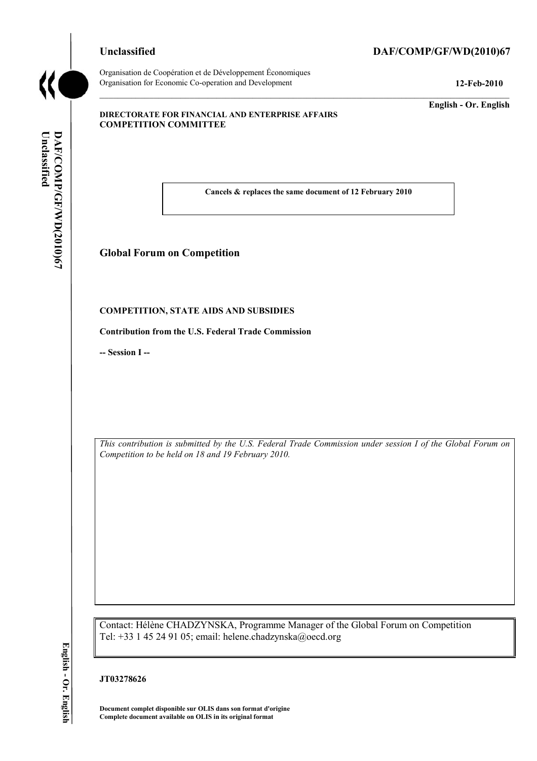**Unclassified** **DAF/COMP/GF/WD(2010)67**

Organisation de Coopération et de Développement Économiques
Organisation for Economic Co-operation and Development **12-Feb-2010**

**English - Or. English**

**DIRECTORATE FOR FINANCIAL AND ENTERPRISE AFFAIRS**
**COMPETITION COMMITTEE**

**Cancels & replaces the same document of 12 February 2010**

## Global Forum on Competition

**COMPETITION, STATE AIDS AND SUBSIDIES**

**Contribution from the U.S. Federal Trade Commission**

**-- Session I --**

*This contribution is submitted by the U.S. Federal Trade Commission under session I of the Global Forum on Competition to be held on 18 and 19 February 2010.*

Contact: Hélène CHADZYNSKA, Programme Manager of the Global Forum on Competition
Tel: +33 1 45 24 91 05; email: helene.chadzynska@oecd.org

**JT03278626**

**Document complet disponible sur OLIS dans son format d'origine**
**Complete document available on OLIS in its original format**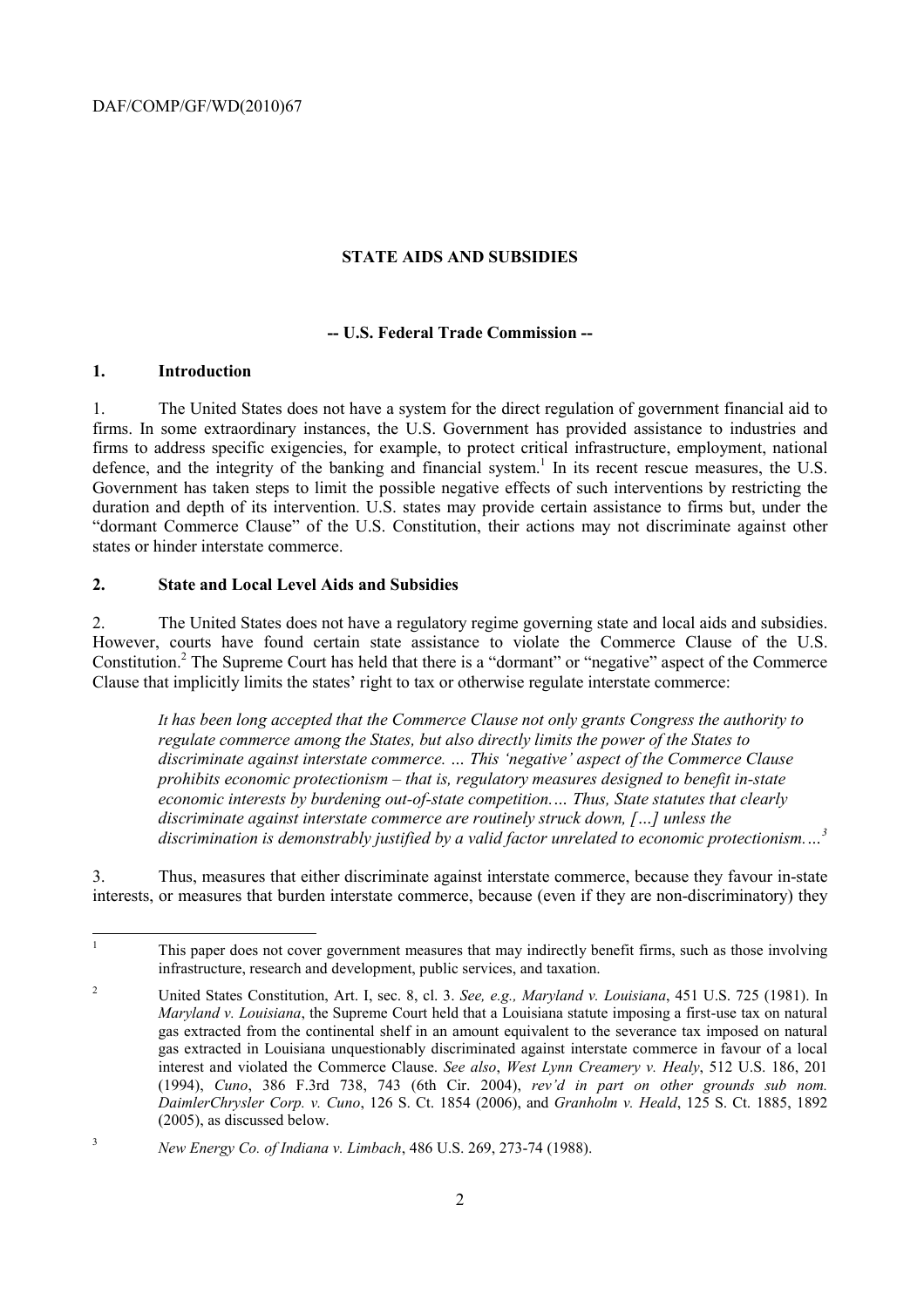**STATE AIDS AND SUBSIDIES**

**-- U.S. Federal Trade Commission --**

## 1. Introduction

1. The United States does not have a system for the direct regulation of government financial aid to firms. In some extraordinary instances, the U.S. Government has provided assistance to industries and firms to address specific exigencies, for example, to protect critical infrastructure, employment, national defence, and the integrity of the banking and financial system.[1] In its recent rescue measures, the U.S. Government has taken steps to limit the possible negative effects of such interventions by restricting the duration and depth of its intervention. U.S. states may provide certain assistance to firms but, under the "dormant Commerce Clause" of the U.S. Constitution, their actions may not discriminate against other states or hinder interstate commerce.

## 2. State and Local Level Aids and Subsidies

2. The United States does not have a regulatory regime governing state and local aids and subsidies. However, courts have found certain state assistance to violate the Commerce Clause of the U.S. Constitution.[2] The Supreme Court has held that there is a "dormant" or "negative" aspect of the Commerce Clause that implicitly limits the states' right to tax or otherwise regulate interstate commerce:

> *It has been long accepted that the Commerce Clause not only grants Congress the authority to regulate commerce among the States, but also directly limits the power of the States to discriminate against interstate commerce. … This 'negative' aspect of the Commerce Clause prohibits economic protectionism – that is, regulatory measures designed to benefit in-state economic interests by burdening out-of-state competition.… Thus, State statutes that clearly discriminate against interstate commerce are routinely struck down, […] unless the discrimination is demonstrably justified by a valid factor unrelated to economic protectionism.…*[3]

3. Thus, measures that either discriminate against interstate commerce, because they favour in-state interests, or measures that burden interstate commerce, because (even if they are non-discriminatory) they

---

[1] This paper does not cover government measures that may indirectly benefit firms, such as those involving infrastructure, research and development, public services, and taxation.

[2] United States Constitution, Art. I, sec. 8, cl. 3. *See, e.g., Maryland v. Louisiana*, 451 U.S. 725 (1981). In *Maryland v. Louisiana*, the Supreme Court held that a Louisiana statute imposing a first-use tax on natural gas extracted from the continental shelf in an amount equivalent to the severance tax imposed on natural gas extracted in Louisiana unquestionably discriminated against interstate commerce in favour of a local interest and violated the Commerce Clause. *See also*, *West Lynn Creamery v. Healy*, 512 U.S. 186, 201 (1994), *Cuno*, 386 F.3rd 738, 743 (6th Cir. 2004), *rev'd in part on other grounds sub nom. DaimlerChrysler Corp. v. Cuno*, 126 S. Ct. 1854 (2006), and *Granholm v. Heald*, 125 S. Ct. 1885, 1892 (2005), as discussed below.

[3] *New Energy Co. of Indiana v. Limbach*, 486 U.S. 269, 273-74 (1988).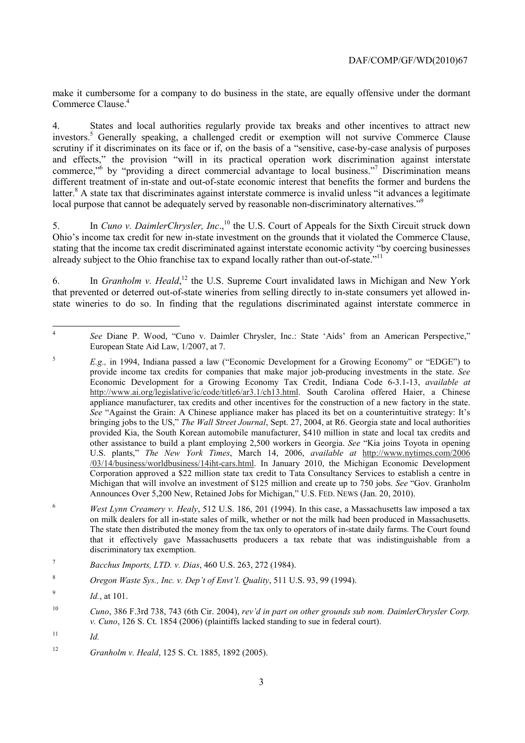make it cumbersome for a company to do business in the state, are equally offensive under the dormant Commerce Clause.[4]

4. States and local authorities regularly provide tax breaks and other incentives to attract new investors.[5] Generally speaking, a challenged credit or exemption will not survive Commerce Clause scrutiny if it discriminates on its face or if, on the basis of a "sensitive, case-by-case analysis of purposes and effects," the provision "will in its practical operation work discrimination against interstate commerce,"[6] by "providing a direct commercial advantage to local business."[7] Discrimination means different treatment of in-state and out-of-state economic interest that benefits the former and burdens the latter.[8] A state tax that discriminates against interstate commerce is invalid unless "it advances a legitimate local purpose that cannot be adequately served by reasonable non-discriminatory alternatives."[9]

5. In *Cuno v. DaimlerChrysler, Inc*.,[10] the U.S. Court of Appeals for the Sixth Circuit struck down Ohio's income tax credit for new in-state investment on the grounds that it violated the Commerce Clause, stating that the income tax credit discriminated against interstate economic activity "by coercing businesses already subject to the Ohio franchise tax to expand locally rather than out-of-state."[11]

6. In *Granholm v. Heald*,[12] the U.S. Supreme Court invalidated laws in Michigan and New York that prevented or deterred out-of-state wineries from selling directly to in-state consumers yet allowed in-state wineries to do so. In finding that the regulations discriminated against interstate commerce in

---

[4] *See* Diane P. Wood, "Cuno v. Daimler Chrysler, Inc.: State 'Aids' from an American Perspective," European State Aid Law, 1/2007, at 7.

[5] *E.g.,* in 1994, Indiana passed a law ("Economic Development for a Growing Economy" or "EDGE") to provide income tax credits for companies that make major job-producing investments in the state. *See* Economic Development for a Growing Economy Tax Credit, Indiana Code 6-3.1-13, *available at* http://www.ai.org/legislative/ic/code/title6/ar3.1/ch13.html. South Carolina offered Haier, a Chinese appliance manufacturer, tax credits and other incentives for the construction of a new factory in the state. *See* "Against the Grain: A Chinese appliance maker has placed its bet on a counterintuitive strategy: It's bringing jobs to the US," *The Wall Street Journal*, Sept. 27, 2004, at R6. Georgia state and local authorities provided Kia, the South Korean automobile manufacturer, $410 million in state and local tax credits and other assistance to build a plant employing 2,500 workers in Georgia. *See* "Kia joins Toyota in opening U.S. plants," *The New York Times*, March 14, 2006, *available at* http://www.nytimes.com/2006/03/14/business/worldbusiness/14iht-cars.html. In January 2010, the Michigan Economic Development Corporation approved a $22 million state tax credit to Tata Consultancy Services to establish a centre in Michigan that will involve an investment of $125 million and create up to 750 jobs. *See* "Gov. Granholm Announces Over 5,200 New, Retained Jobs for Michigan," U.S. FED. NEWS (Jan. 20, 2010).

[6] *West Lynn Creamery v. Healy*, 512 U.S. 186, 201 (1994). In this case, a Massachusetts law imposed a tax on milk dealers for all in-state sales of milk, whether or not the milk had been produced in Massachusetts. The state then distributed the money from the tax only to operators of in-state daily farms. The Court found that it effectively gave Massachusetts producers a tax rebate that was indistinguishable from a discriminatory tax exemption.

[7] *Bacchus Imports, LTD. v. Dias*, 460 U.S. 263, 272 (1984).

[8] *Oregon Waste Sys., Inc. v. Dep't of Envt'l. Quality*, 511 U.S. 93, 99 (1994).

[9] *Id.*, at 101.

[10] *Cuno*, 386 F.3rd 738, 743 (6th Cir. 2004), *rev'd in part on other grounds sub nom. DaimlerChrysler Corp. v. Cuno*, 126 S. Ct. 1854 (2006) (plaintiffs lacked standing to sue in federal court).

[11] *Id.*

[12] *Granholm v. Heald*, 125 S. Ct. 1885, 1892 (2005).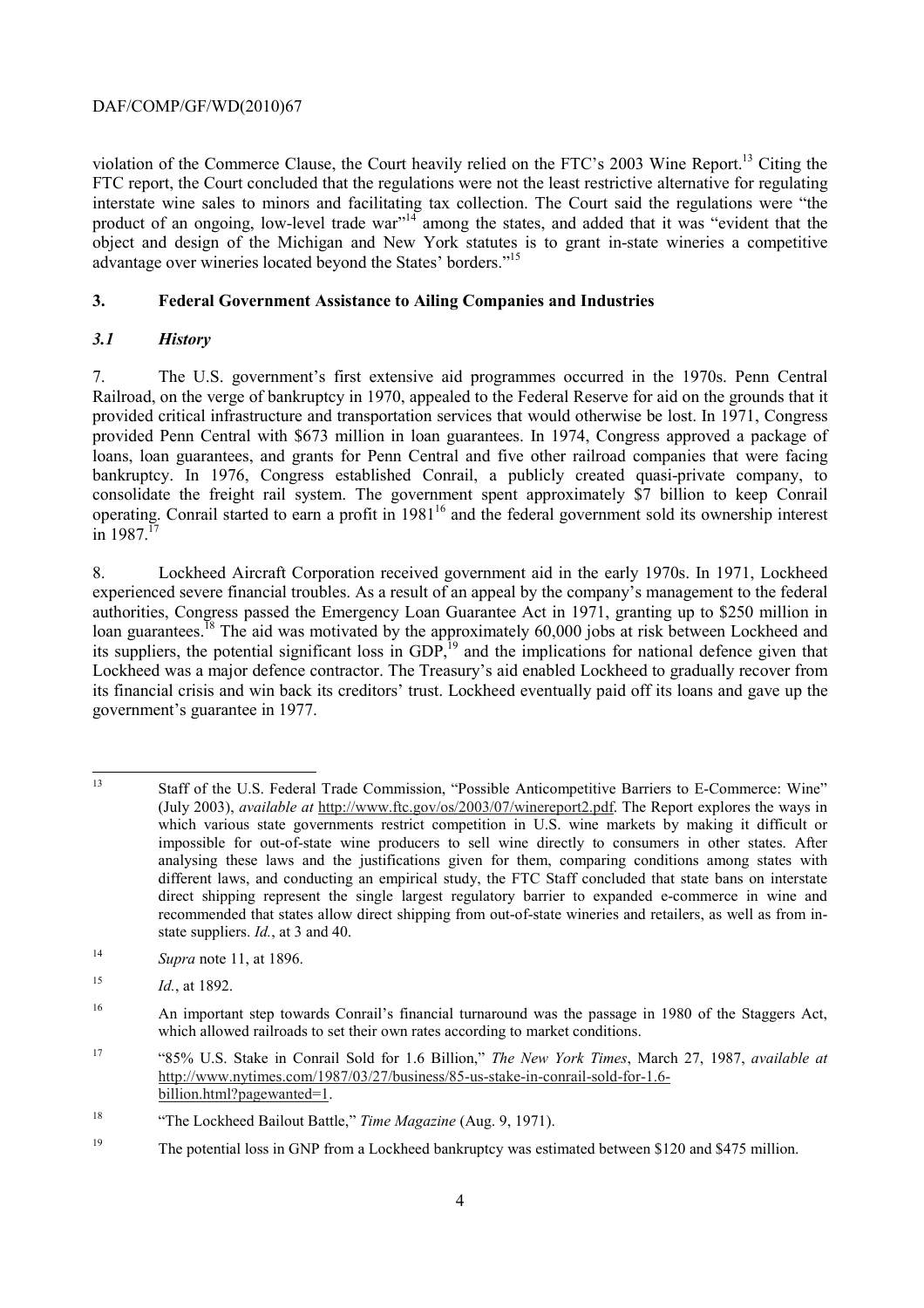violation of the Commerce Clause, the Court heavily relied on the FTC's 2003 Wine Report.[13] Citing the FTC report, the Court concluded that the regulations were not the least restrictive alternative for regulating interstate wine sales to minors and facilitating tax collection. The Court said the regulations were "the product of an ongoing, low-level trade war"[14] among the states, and added that it was "evident that the object and design of the Michigan and New York statutes is to grant in-state wineries a competitive advantage over wineries located beyond the States' borders."[15]

## 3. Federal Government Assistance to Ailing Companies and Industries

### *3.1 History*

7. The U.S. government's first extensive aid programmes occurred in the 1970s. Penn Central Railroad, on the verge of bankruptcy in 1970, appealed to the Federal Reserve for aid on the grounds that it provided critical infrastructure and transportation services that would otherwise be lost. In 1971, Congress provided Penn Central with $673 million in loan guarantees. In 1974, Congress approved a package of loans, loan guarantees, and grants for Penn Central and five other railroad companies that were facing bankruptcy. In 1976, Congress established Conrail, a publicly created quasi-private company, to consolidate the freight rail system. The government spent approximately $7 billion to keep Conrail operating. Conrail started to earn a profit in 1981[16] and the federal government sold its ownership interest in 1987.[17]

8. Lockheed Aircraft Corporation received government aid in the early 1970s. In 1971, Lockheed experienced severe financial troubles. As a result of an appeal by the company's management to the federal authorities, Congress passed the Emergency Loan Guarantee Act in 1971, granting up to $250 million in loan guarantees.[18] The aid was motivated by the approximately 60,000 jobs at risk between Lockheed and its suppliers, the potential significant loss in GDP,[19] and the implications for national defence given that Lockheed was a major defence contractor. The Treasury's aid enabled Lockheed to gradually recover from its financial crisis and win back its creditors' trust. Lockheed eventually paid off its loans and gave up the government's guarantee in 1977.

---

[13] Staff of the U.S. Federal Trade Commission, "Possible Anticompetitive Barriers to E-Commerce: Wine" (July 2003), *available at* http://www.ftc.gov/os/2003/07/winereport2.pdf. The Report explores the ways in which various state governments restrict competition in U.S. wine markets by making it difficult or impossible for out-of-state wine producers to sell wine directly to consumers in other states. After analysing these laws and the justifications given for them, comparing conditions among states with different laws, and conducting an empirical study, the FTC Staff concluded that state bans on interstate direct shipping represent the single largest regulatory barrier to expanded e-commerce in wine and recommended that states allow direct shipping from out-of-state wineries and retailers, as well as from in-state suppliers. *Id.*, at 3 and 40.

[14] *Supra* note 11, at 1896.

[15] *Id.*, at 1892.

[16] An important step towards Conrail's financial turnaround was the passage in 1980 of the Staggers Act, which allowed railroads to set their own rates according to market conditions.

[17] "85% U.S. Stake in Conrail Sold for 1.6 Billion," *The New York Times*, March 27, 1987, *available at* http://www.nytimes.com/1987/03/27/business/85-us-stake-in-conrail-sold-for-1.6-billion.html?pagewanted=1.

[18] "The Lockheed Bailout Battle," *Time Magazine* (Aug. 9, 1971).

[19] The potential loss in GNP from a Lockheed bankruptcy was estimated between $120 and $475 million.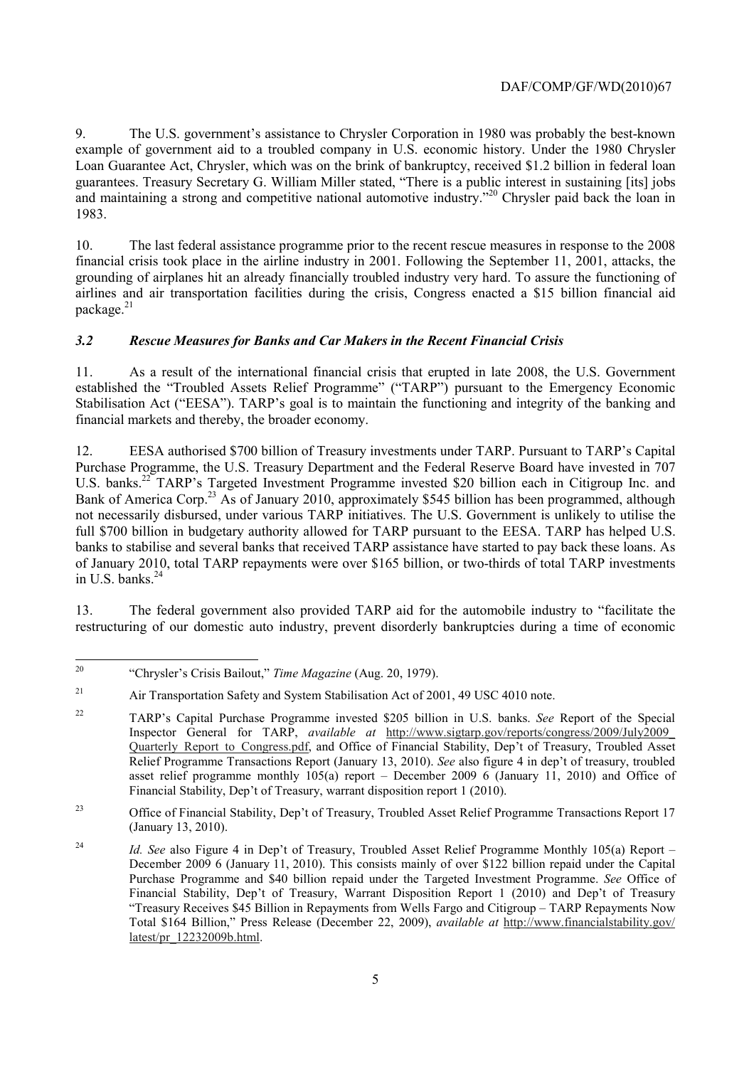9. The U.S. government's assistance to Chrysler Corporation in 1980 was probably the best-known example of government aid to a troubled company in U.S. economic history. Under the 1980 Chrysler Loan Guarantee Act, Chrysler, which was on the brink of bankruptcy, received $1.2 billion in federal loan guarantees. Treasury Secretary G. William Miller stated, "There is a public interest in sustaining [its] jobs and maintaining a strong and competitive national automotive industry."[20] Chrysler paid back the loan in 1983.

10. The last federal assistance programme prior to the recent rescue measures in response to the 2008 financial crisis took place in the airline industry in 2001. Following the September 11, 2001, attacks, the grounding of airplanes hit an already financially troubled industry very hard. To assure the functioning of airlines and air transportation facilities during the crisis, Congress enacted a $15 billion financial aid package.[21]

### *3.2 Rescue Measures for Banks and Car Makers in the Recent Financial Crisis*

11. As a result of the international financial crisis that erupted in late 2008, the U.S. Government established the "Troubled Assets Relief Programme" ("TARP") pursuant to the Emergency Economic Stabilisation Act ("EESA"). TARP's goal is to maintain the functioning and integrity of the banking and financial markets and thereby, the broader economy.

12. EESA authorised $700 billion of Treasury investments under TARP. Pursuant to TARP's Capital Purchase Programme, the U.S. Treasury Department and the Federal Reserve Board have invested in 707 U.S. banks.[22] TARP's Targeted Investment Programme invested $20 billion each in Citigroup Inc. and Bank of America Corp.[23] As of January 2010, approximately $545 billion has been programmed, although not necessarily disbursed, under various TARP initiatives. The U.S. Government is unlikely to utilise the full $700 billion in budgetary authority allowed for TARP pursuant to the EESA. TARP has helped U.S. banks to stabilise and several banks that received TARP assistance have started to pay back these loans. As of January 2010, total TARP repayments were over $165 billion, or two-thirds of total TARP investments in U.S. banks.[24]

13. The federal government also provided TARP aid for the automobile industry to "facilitate the restructuring of our domestic auto industry, prevent disorderly bankruptcies during a time of economic

---

[20] "Chrysler's Crisis Bailout," *Time Magazine* (Aug. 20, 1979).

[21] Air Transportation Safety and System Stabilisation Act of 2001, 49 USC 4010 note.

[22] TARP's Capital Purchase Programme invested $205 billion in U.S. banks. *See* Report of the Special Inspector General for TARP, *available at* http://www.sigtarp.gov/reports/congress/2009/July2009_Quarterly_Report_to_Congress.pdf, and Office of Financial Stability, Dep't of Treasury, Troubled Asset Relief Programme Transactions Report (January 13, 2010). *See* also figure 4 in dep't of treasury, troubled asset relief programme monthly 105(a) report – December 2009 6 (January 11, 2010) and Office of Financial Stability, Dep't of Treasury, warrant disposition report 1 (2010).

[23] Office of Financial Stability, Dep't of Treasury, Troubled Asset Relief Programme Transactions Report 17 (January 13, 2010).

[24] *Id. See* also Figure 4 in Dep't of Treasury, Troubled Asset Relief Programme Monthly 105(a) Report – December 2009 6 (January 11, 2010). This consists mainly of over $122 billion repaid under the Capital Purchase Programme and $40 billion repaid under the Targeted Investment Programme. *See* Office of Financial Stability, Dep't of Treasury, Warrant Disposition Report 1 (2010) and Dep't of Treasury "Treasury Receives $45 Billion in Repayments from Wells Fargo and Citigroup – TARP Repayments Now Total $164 Billion," Press Release (December 22, 2009), *available at* http://www.financialstability.gov/latest/pr_12232009b.html.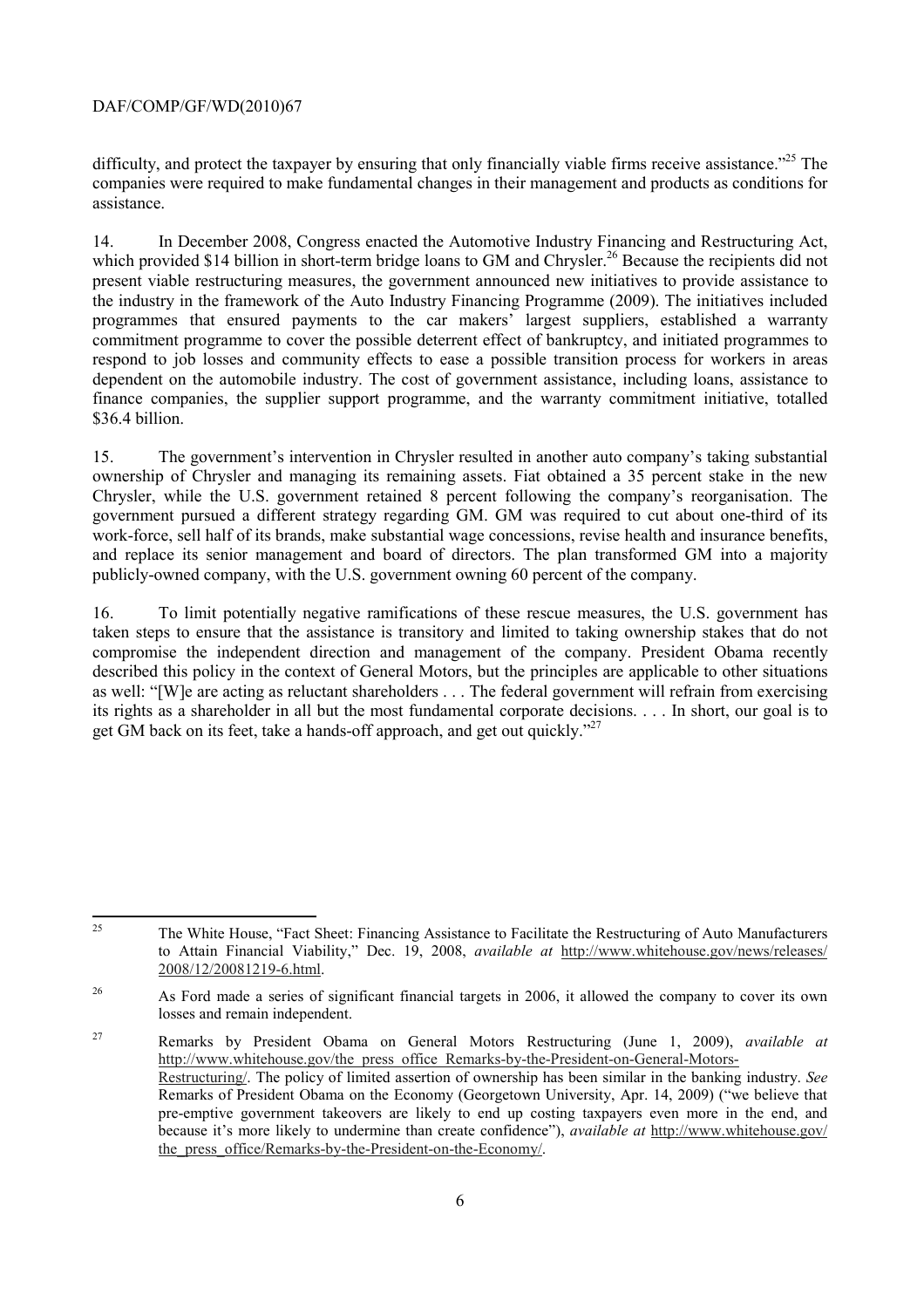difficulty, and protect the taxpayer by ensuring that only financially viable firms receive assistance."[25] The companies were required to make fundamental changes in their management and products as conditions for assistance.

14. In December 2008, Congress enacted the Automotive Industry Financing and Restructuring Act, which provided $14 billion in short-term bridge loans to GM and Chrysler.[26] Because the recipients did not present viable restructuring measures, the government announced new initiatives to provide assistance to the industry in the framework of the Auto Industry Financing Programme (2009). The initiatives included programmes that ensured payments to the car makers' largest suppliers, established a warranty commitment programme to cover the possible deterrent effect of bankruptcy, and initiated programmes to respond to job losses and community effects to ease a possible transition process for workers in areas dependent on the automobile industry. The cost of government assistance, including loans, assistance to finance companies, the supplier support programme, and the warranty commitment initiative, totalled $36.4 billion.

15. The government's intervention in Chrysler resulted in another auto company's taking substantial ownership of Chrysler and managing its remaining assets. Fiat obtained a 35 percent stake in the new Chrysler, while the U.S. government retained 8 percent following the company's reorganisation. The government pursued a different strategy regarding GM. GM was required to cut about one-third of its work-force, sell half of its brands, make substantial wage concessions, revise health and insurance benefits, and replace its senior management and board of directors. The plan transformed GM into a majority publicly-owned company, with the U.S. government owning 60 percent of the company.

16. To limit potentially negative ramifications of these rescue measures, the U.S. government has taken steps to ensure that the assistance is transitory and limited to taking ownership stakes that do not compromise the independent direction and management of the company. President Obama recently described this policy in the context of General Motors, but the principles are applicable to other situations as well: "[W]e are acting as reluctant shareholders . . . The federal government will refrain from exercising its rights as a shareholder in all but the most fundamental corporate decisions. . . . In short, our goal is to get GM back on its feet, take a hands-off approach, and get out quickly."[27]

---

[25] The White House, "Fact Sheet: Financing Assistance to Facilitate the Restructuring of Auto Manufacturers to Attain Financial Viability," Dec. 19, 2008, *available at* http://www.whitehouse.gov/news/releases/2008/12/20081219-6.html.

[26] As Ford made a series of significant financial targets in 2006, it allowed the company to cover its own losses and remain independent.

[27] Remarks by President Obama on General Motors Restructuring (June 1, 2009), *available at* http://www.whitehouse.gov/the_press_office_Remarks-by-the-President-on-General-Motors-Restructuring/. The policy of limited assertion of ownership has been similar in the banking industry. *See* Remarks of President Obama on the Economy (Georgetown University, Apr. 14, 2009) ("we believe that pre-emptive government takeovers are likely to end up costing taxpayers even more in the end, and because it's more likely to undermine than create confidence"), *available at* http://www.whitehouse.gov/the_press_office/Remarks-by-the-President-on-the-Economy/.